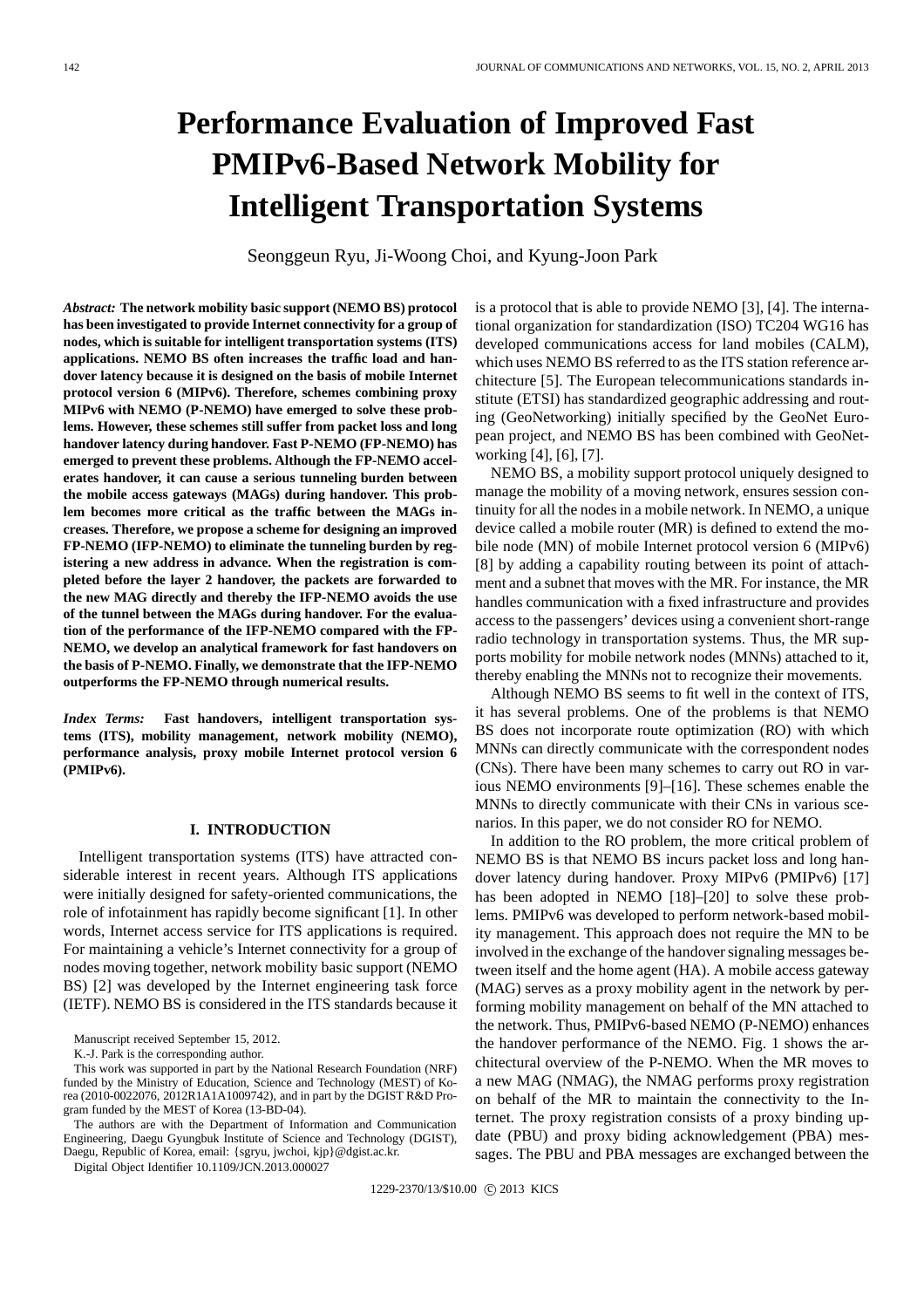# Performance Evaluation of Improved Fast PMIPv6-Based Network Mobility for Intelligent Transportation Systems

Seonggeun Ryu, Ji-Woong Choi, and Kyung-Joon Park

***Abstract:*** **The network mobility basic support (NEMO BS) protocol has been investigated to provide Internet connectivity for a group of nodes, which is suitable for intelligent transportation systems (ITS) applications. NEMO BS often increases the traffic load and handover latency because it is designed on the basis of mobile Internet protocol version 6 (MIPv6). Therefore, schemes combining proxy MIPv6 with NEMO (P-NEMO) have emerged to solve these problems. However, these schemes still suffer from packet loss and long handover latency during handover. Fast P-NEMO (FP-NEMO) has emerged to prevent these problems. Although the FP-NEMO accelerates handover, it can cause a serious tunneling burden between the mobile access gateways (MAGs) during handover. This problem becomes more critical as the traffic between the MAGs increases. Therefore, we propose a scheme for designing an improved FP-NEMO (IFP-NEMO) to eliminate the tunneling burden by registering a new address in advance. When the registration is completed before the layer 2 handover, the packets are forwarded to the new MAG directly and thereby the IFP-NEMO avoids the use of the tunnel between the MAGs during handover. For the evaluation of the performance of the IFP-NEMO compared with the FP-NEMO, we develop an analytical framework for fast handovers on the basis of P-NEMO. Finally, we demonstrate that the IFP-NEMO outperforms the FP-NEMO through numerical results.**

***Index Terms:*** **Fast handovers, intelligent transportation systems (ITS), mobility management, network mobility (NEMO), performance analysis, proxy mobile Internet protocol version 6 (PMIPv6).**

## I. INTRODUCTION

Intelligent transportation systems (ITS) have attracted considerable interest in recent years. Although ITS applications were initially designed for safety-oriented communications, the role of infotainment has rapidly become significant [1]. In other words, Internet access service for ITS applications is required. For maintaining a vehicle's Internet connectivity for a group of nodes moving together, network mobility basic support (NEMO BS) [2] was developed by the Internet engineering task force (IETF). NEMO BS is considered in the ITS standards because it is a protocol that is able to provide NEMO [3], [4]. The international organization for standardization (ISO) TC204 WG16 has developed communications access for land mobiles (CALM), which uses NEMO BS referred to as the ITS station reference architecture [5]. The European telecommunications standards institute (ETSI) has standardized geographic addressing and routing (GeoNetworking) initially specified by the GeoNet European project, and NEMO BS has been combined with GeoNetworking [4], [6], [7].

NEMO BS, a mobility support protocol uniquely designed to manage the mobility of a moving network, ensures session continuity for all the nodes in a mobile network. In NEMO, a unique device called a mobile router (MR) is defined to extend the mobile node (MN) of mobile Internet protocol version 6 (MIPv6) [8] by adding a capability routing between its point of attachment and a subnet that moves with the MR. For instance, the MR handles communication with a fixed infrastructure and provides access to the passengers' devices using a convenient short-range radio technology in transportation systems. Thus, the MR supports mobility for mobile network nodes (MNNs) attached to it, thereby enabling the MNNs not to recognize their movements.

Although NEMO BS seems to fit well in the context of ITS, it has several problems. One of the problems is that NEMO BS does not incorporate route optimization (RO) with which MNNs can directly communicate with the correspondent nodes (CNs). There have been many schemes to carry out RO in various NEMO environments [9]–[16]. These schemes enable the MNNs to directly communicate with their CNs in various scenarios. In this paper, we do not consider RO for NEMO.

In addition to the RO problem, the more critical problem of NEMO BS is that NEMO BS incurs packet loss and long handover latency during handover. Proxy MIPv6 (PMIPv6) [17] has been adopted in NEMO [18]–[20] to solve these problems. PMIPv6 was developed to perform network-based mobility management. This approach does not require the MN to be involved in the exchange of the handover signaling messages between itself and the home agent (HA). A mobile access gateway (MAG) serves as a proxy mobility agent in the network by performing mobility management on behalf of the MN attached to the network. Thus, PMIPv6-based NEMO (P-NEMO) enhances the handover performance of the NEMO. Fig. 1 shows the architectural overview of the P-NEMO. When the MR moves to a new MAG (NMAG), the NMAG performs proxy registration on behalf of the MR to maintain the connectivity to the Internet. The proxy registration consists of a proxy binding update (PBU) and proxy biding acknowledgement (PBA) messages. The PBU and PBA messages are exchanged between the

Manuscript received September 15, 2012.

K.-J. Park is the corresponding author.

This work was supported in part by the National Research Foundation (NRF) funded by the Ministry of Education, Science and Technology (MEST) of Korea (2010-0022076, 2012R1A1A1009742), and in part by the DGIST R&D Program funded by the MEST of Korea (13-BD-04).

The authors are with the Department of Information and Communication Engineering, Daegu Gyungbuk Institute of Science and Technology (DGIST), Daegu, Republic of Korea, email: {sgryu, jwchoi, kjp}@dgist.ac.kr.

Digital Object Identifier 10.1109/JCN.2013.000027

1229-2370/13/$10.00 © 2013 KICS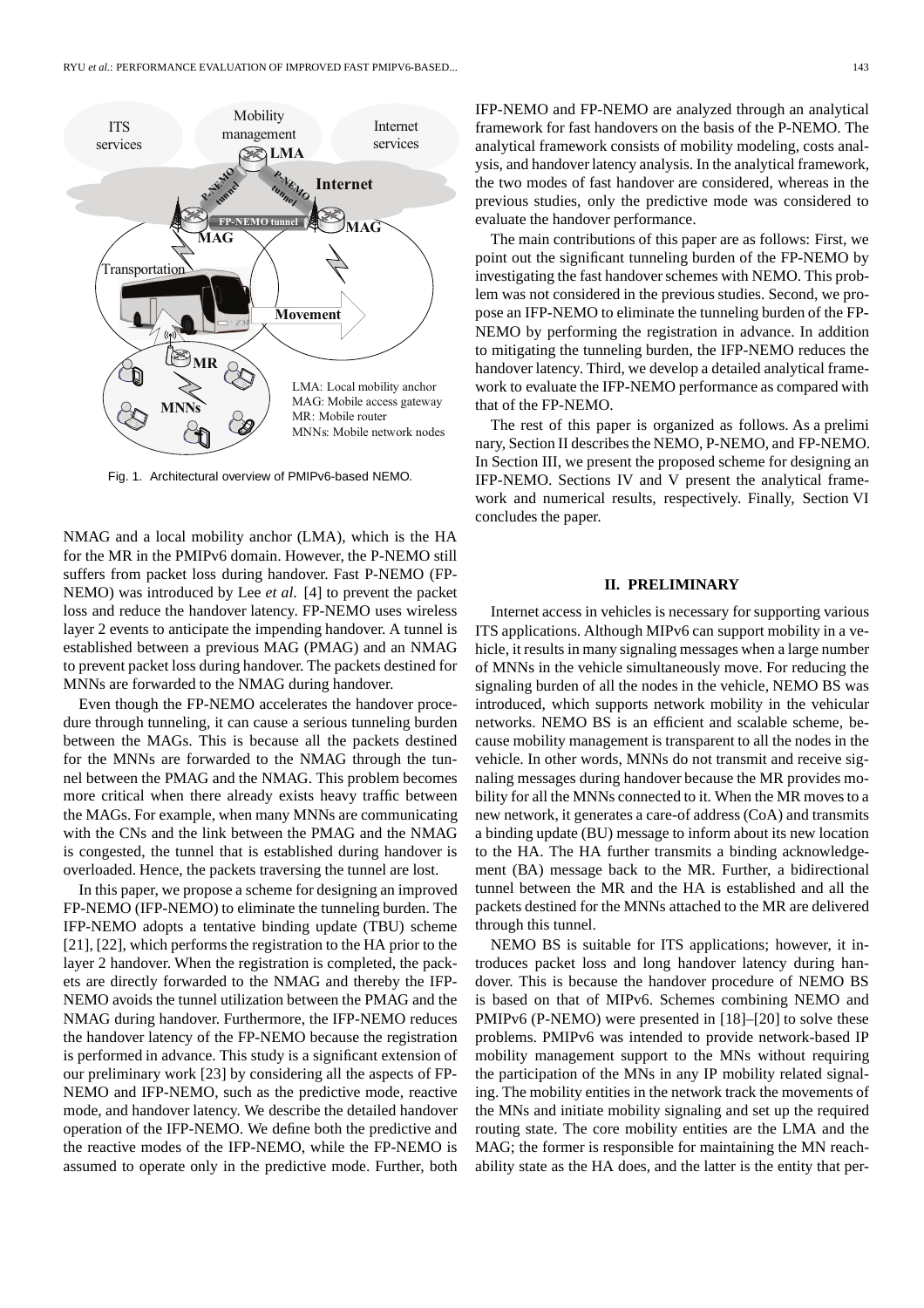ITS services

Mobility management

LMA

Internet services

P-NEMO tunnel

P-NEMO tunnel

Internet

FP-NEMO tunnel

MAG

MAG

Transportation

Movement

MR

MNNs

LMA: Local mobility anchor
MAG: Mobile access gateway
MR: Mobile router
MNNs: Mobile network nodes

Fig. 1. Architectural overview of PMIPv6-based NEMO.

NMAG and a local mobility anchor (LMA), which is the HA for the MR in the PMIPv6 domain. However, the P-NEMO still suffers from packet loss during handover. Fast P-NEMO (FP-NEMO) was introduced by Lee *et al.* [4] to prevent the packet loss and reduce the handover latency. FP-NEMO uses wireless layer 2 events to anticipate the impending handover. A tunnel is established between a previous MAG (PMAG) and an NMAG to prevent packet loss during handover. The packets destined for MNNs are forwarded to the NMAG during handover.

Even though the FP-NEMO accelerates the handover procedure through tunneling, it can cause a serious tunneling burden between the MAGs. This is because all the packets destined for the MNNs are forwarded to the NMAG through the tunnel between the PMAG and the NMAG. This problem becomes more critical when there already exists heavy traffic between the MAGs. For example, when many MNNs are communicating with the CNs and the link between the PMAG and the NMAG is congested, the tunnel that is established during handover is overloaded. Hence, the packets traversing the tunnel are lost.

In this paper, we propose a scheme for designing an improved FP-NEMO (IFP-NEMO) to eliminate the tunneling burden. The IFP-NEMO adopts a tentative binding update (TBU) scheme [21], [22], which performs the registration to the HA prior to the layer 2 handover. When the registration is completed, the packets are directly forwarded to the NMAG and thereby the IFP-NEMO avoids the tunnel utilization between the PMAG and the NMAG during handover. Furthermore, the IFP-NEMO reduces the handover latency of the FP-NEMO because the registration is performed in advance. This study is a significant extension of our preliminary work [23] by considering all the aspects of FP-NEMO and IFP-NEMO, such as the predictive mode, reactive mode, and handover latency. We describe the detailed handover operation of the IFP-NEMO. We define both the predictive and the reactive modes of the IFP-NEMO, while the FP-NEMO is assumed to operate only in the predictive mode. Further, both IFP-NEMO and FP-NEMO are analyzed through an analytical framework for fast handovers on the basis of the P-NEMO. The analytical framework consists of mobility modeling, costs analysis, and handover latency analysis. In the analytical framework, the two modes of fast handover are considered, whereas in the previous studies, only the predictive mode was considered to evaluate the handover performance.

The main contributions of this paper are as follows: First, we point out the significant tunneling burden of the FP-NEMO by investigating the fast handover schemes with NEMO. This problem was not considered in the previous studies. Second, we propose an IFP-NEMO to eliminate the tunneling burden of the FP-NEMO by performing the registration in advance. In addition to mitigating the tunneling burden, the IFP-NEMO reduces the handover latency. Third, we develop a detailed analytical framework to evaluate the IFP-NEMO performance as compared with that of the FP-NEMO.

The rest of this paper is organized as follows. As a prelimi nary, Section II describes the NEMO, P-NEMO, and FP-NEMO. In Section III, we present the proposed scheme for designing an IFP-NEMO. Sections IV and V present the analytical framework and numerical results, respectively. Finally, Section VI concludes the paper.

## II. PRELIMINARY

Internet access in vehicles is necessary for supporting various ITS applications. Although MIPv6 can support mobility in a vehicle, it results in many signaling messages when a large number of MNNs in the vehicle simultaneously move. For reducing the signaling burden of all the nodes in the vehicle, NEMO BS was introduced, which supports network mobility in the vehicular networks. NEMO BS is an efficient and scalable scheme, because mobility management is transparent to all the nodes in the vehicle. In other words, MNNs do not transmit and receive signaling messages during handover because the MR provides mobility for all the MNNs connected to it. When the MR moves to a new network, it generates a care-of address (CoA) and transmits a binding update (BU) message to inform about its new location to the HA. The HA further transmits a binding acknowledgement (BA) message back to the MR. Further, a bidirectional tunnel between the MR and the HA is established and all the packets destined for the MNNs attached to the MR are delivered through this tunnel.

NEMO BS is suitable for ITS applications; however, it introduces packet loss and long handover latency during handover. This is because the handover procedure of NEMO BS is based on that of MIPv6. Schemes combining NEMO and PMIPv6 (P-NEMO) were presented in [18]–[20] to solve these problems. PMIPv6 was intended to provide network-based IP mobility management support to the MNs without requiring the participation of the MNs in any IP mobility related signaling. The mobility entities in the network track the movements of the MNs and initiate mobility signaling and set up the required routing state. The core mobility entities are the LMA and the MAG; the former is responsible for maintaining the MN reachability state as the HA does, and the latter is the entity that per-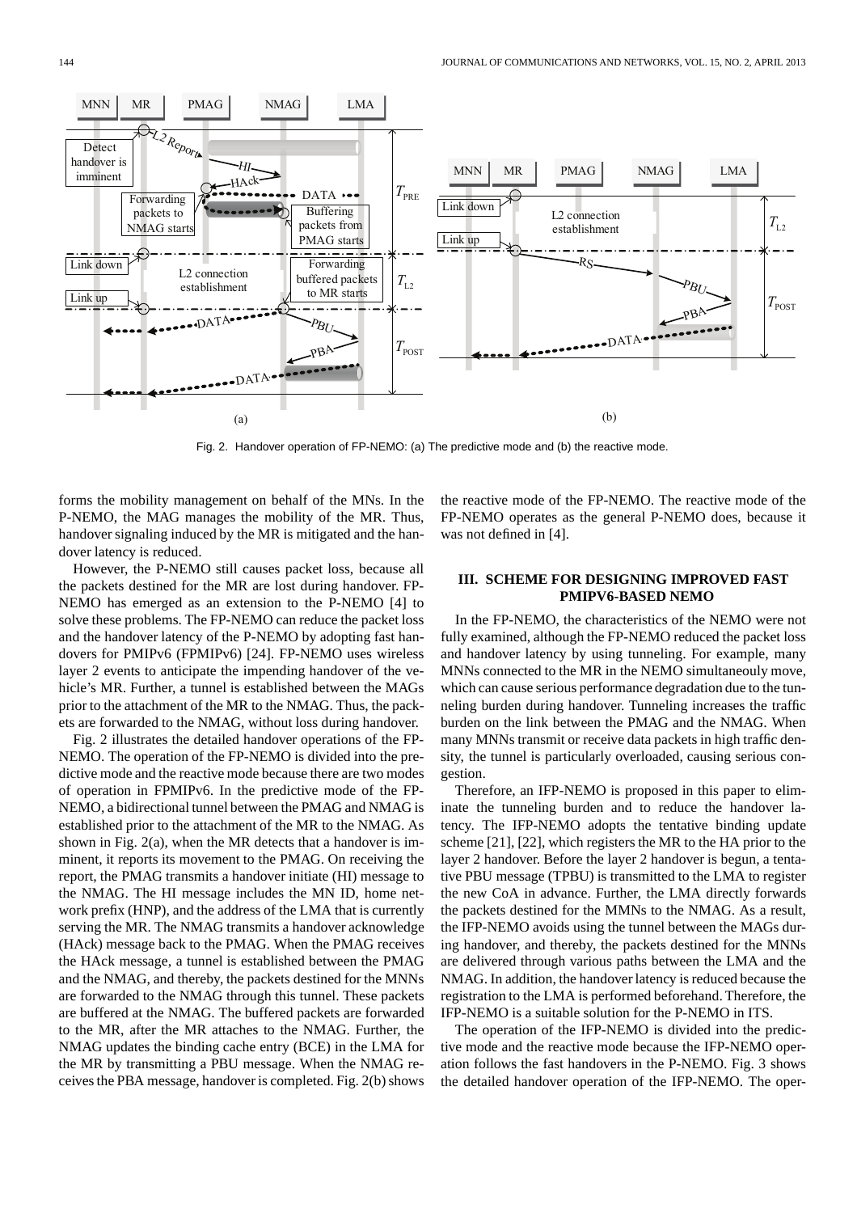Fig. 2. Handover operation of FP-NEMO: (a) The predictive mode and (b) the reactive mode.

forms the mobility management on behalf of the MNs. In the P-NEMO, the MAG manages the mobility of the MR. Thus, handover signaling induced by the MR is mitigated and the handover latency is reduced.

However, the P-NEMO still causes packet loss, because all the packets destined for the MR are lost during handover. FP-NEMO has emerged as an extension to the P-NEMO [4] to solve these problems. The FP-NEMO can reduce the packet loss and the handover latency of the P-NEMO by adopting fast handovers for PMIPv6 (FPMIPv6) [24]. FP-NEMO uses wireless layer 2 events to anticipate the impending handover of the vehicle's MR. Further, a tunnel is established between the MAGs prior to the attachment of the MR to the NMAG. Thus, the packets are forwarded to the NMAG, without loss during handover.

Fig. 2 illustrates the detailed handover operations of the FP-NEMO. The operation of the FP-NEMO is divided into the predictive mode and the reactive mode because there are two modes of operation in FPMIPv6. In the predictive mode of the FP-NEMO, a bidirectional tunnel between the PMAG and NMAG is established prior to the attachment of the MR to the NMAG. As shown in Fig. 2(a), when the MR detects that a handover is imminent, it reports its movement to the PMAG. On receiving the report, the PMAG transmits a handover initiate (HI) message to the NMAG. The HI message includes the MN ID, home network prefix (HNP), and the address of the LMA that is currently serving the MR. The NMAG transmits a handover acknowledge (HAck) message back to the PMAG. When the PMAG receives the HAck message, a tunnel is established between the PMAG and the NMAG, and thereby, the packets destined for the MNNs are forwarded to the NMAG through this tunnel. These packets are buffered at the NMAG. The buffered packets are forwarded to the MR, after the MR attaches to the NMAG. Further, the NMAG updates the binding cache entry (BCE) in the LMA for the MR by transmitting a PBU message. When the NMAG receives the PBA message, handover is completed. Fig. 2(b) shows the reactive mode of the FP-NEMO. The reactive mode of the FP-NEMO operates as the general P-NEMO does, because it was not defined in [4].

## III. SCHEME FOR DESIGNING IMPROVED FAST PMIPV6-BASED NEMO

In the FP-NEMO, the characteristics of the NEMO were not fully examined, although the FP-NEMO reduced the packet loss and handover latency by using tunneling. For example, many MNNs connected to the MR in the NEMO simultaneouly move, which can cause serious performance degradation due to the tunneling burden during handover. Tunneling increases the traffic burden on the link between the PMAG and the NMAG. When many MNNs transmit or receive data packets in high traffic density, the tunnel is particularly overloaded, causing serious congestion.

Therefore, an IFP-NEMO is proposed in this paper to eliminate the tunneling burden and to reduce the handover latency. The IFP-NEMO adopts the tentative binding update scheme [21], [22], which registers the MR to the HA prior to the layer 2 handover. Before the layer 2 handover is begun, a tentative PBU message (TPBU) is transmitted to the LMA to register the new CoA in advance. Further, the LMA directly forwards the packets destined for the MMNs to the NMAG. As a result, the IFP-NEMO avoids using the tunnel between the MAGs during handover, and thereby, the packets destined for the MNNs are delivered through various paths between the LMA and the NMAG. In addition, the handover latency is reduced because the registration to the LMA is performed beforehand. Therefore, the IFP-NEMO is a suitable solution for the P-NEMO in ITS.

The operation of the IFP-NEMO is divided into the predictive mode and the reactive mode because the IFP-NEMO operation follows the fast handovers in the P-NEMO. Fig. 3 shows the detailed handover operation of the IFP-NEMO. The oper-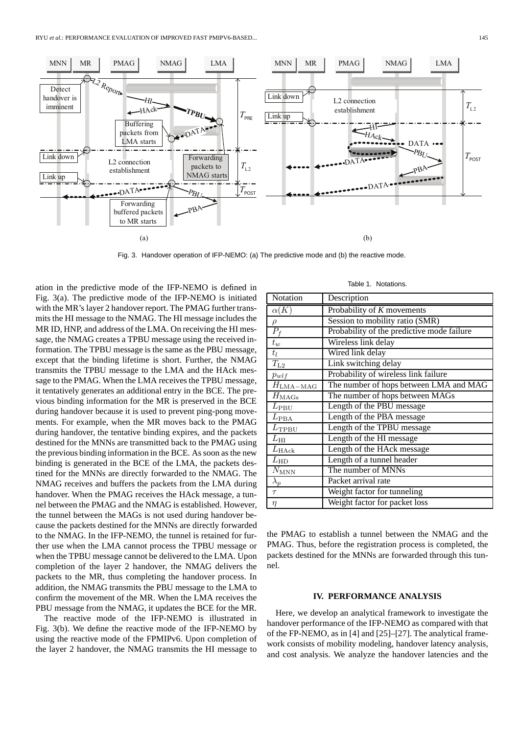Fig. 3. Handover operation of IFP-NEMO: (a) The predictive mode and (b) the reactive mode.

ation in the predictive mode of the IFP-NEMO is defined in Fig. 3(a). The predictive mode of the IFP-NEMO is initiated with the MR's layer 2 handover report. The PMAG further transmits the HI message to the NMAG. The HI message includes the MR ID, HNP, and address of the LMA. On receiving the HI message, the NMAG creates a TPBU message using the received information. The TPBU message is the same as the PBU message, except that the binding lifetime is short. Further, the NMAG transmits the TPBU message to the LMA and the HAck message to the PMAG. When the LMA receives the TPBU message, it tentatively generates an additional entry in the BCE. The previous binding information for the MR is preserved in the BCE during handover because it is used to prevent ping-pong movements. For example, when the MR moves back to the PMAG during handover, the tentative binding expires, and the packets destined for the MNNs are transmitted back to the PMAG using the previous binding information in the BCE. As soon as the new binding is generated in the BCE of the LMA, the packets destined for the MNNs are directly forwarded to the NMAG. The NMAG receives and buffers the packets from the LMA during handover. When the PMAG receives the HAck message, a tunnel between the PMAG and the NMAG is established. However, the tunnel between the MAGs is not used during handover because the packets destined for the MNNs are directly forwarded to the NMAG. In the IFP-NEMO, the tunnel is retained for further use when the LMA cannot process the TPBU message or when the TPBU message cannot be delivered to the LMA. Upon completion of the layer 2 handover, the NMAG delivers the packets to the MR, thus completing the handover process. In addition, the NMAG transmits the PBU message to the LMA to confirm the movement of the MR. When the LMA receives the PBU message from the NMAG, it updates the BCE for the MR.

The reactive mode of the IFP-NEMO is illustrated in Fig. 3(b). We define the reactive mode of the IFP-NEMO by using the reactive mode of the FPMIPv6. Upon completion of the layer 2 handover, the NMAG transmits the HI message to the PMAG to establish a tunnel between the NMAG and the PMAG. Thus, before the registration process is completed, the packets destined for the MNNs are forwarded through this tunnel.

Table 1. Notations.

| Notation | Description |
|---|---|
| $\alpha(K)$ | Probability of *K* movements |
| $\rho$ | Session to mobility ratio (SMR) |
| $P_f$ | Probability of the predictive mode failure |
| $t_w$ | Wireless link delay |
| $t_l$ | Wired link delay |
| $T_{\mathrm{L2}}$ | Link switching delay |
| $p_{wlf}$ | Probability of wireless link failure |
| $H_{\mathrm{LMA-MAG}}$ | The number of hops between LMA and MAG |
| $H_{\mathrm{MAGs}}$ | The number of hops between MAGs |
| $L_{\mathrm{PBU}}$ | Length of the PBU message |
| $L_{\mathrm{PBA}}$ | Length of the PBA message |
| $L_{\mathrm{TPBU}}$ | Length of the TPBU message |
| $L_{\mathrm{HI}}$ | Length of the HI message |
| $L_{\mathrm{HAck}}$ | Length of the HAck message |
| $L_{\mathrm{HD}}$ | Length of a tunnel header |
| $N_{\mathrm{MNN}}$ | The number of MNNs |
| $\lambda_p$ | Packet arrival rate |
| $\tau$ | Weight factor for tunneling |
| $\eta$ | Weight factor for packet loss |

## IV. PERFORMANCE ANALYSIS

Here, we develop an analytical framework to investigate the handover performance of the IFP-NEMO as compared with that of the FP-NEMO, as in [4] and [25]–[27]. The analytical framework consists of mobility modeling, handover latency analysis, and cost analysis. We analyze the handover latencies and the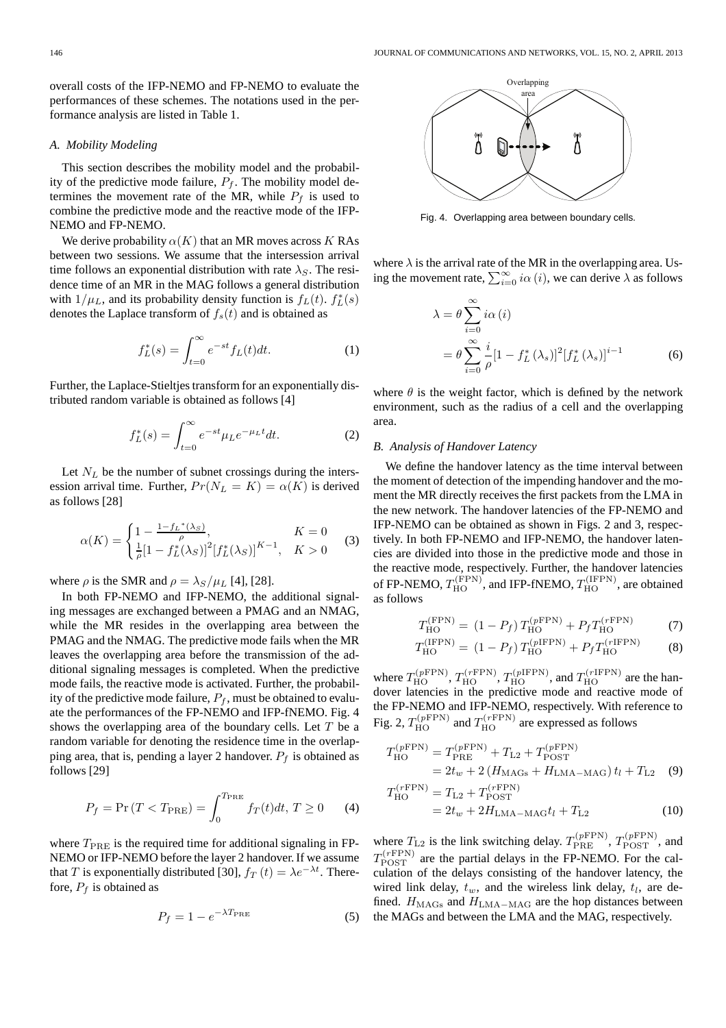overall costs of the IFP-NEMO and FP-NEMO to evaluate the performances of these schemes. The notations used in the performance analysis are listed in Table 1.

### *A. Mobility Modeling*

This section describes the mobility model and the probability of the predictive mode failure, $P_f$. The mobility model determines the movement rate of the MR, while $P_f$ is used to combine the predictive mode and the reactive mode of the IFP-NEMO and FP-NEMO.

We derive probability $\alpha(K)$ that an MR moves across $K$ RAs between two sessions. We assume that the intersession arrival time follows an exponential distribution with rate $\lambda_S$. The residence time of an MR in the MAG follows a general distribution with $1/\mu_L$, and its probability density function is $f_L(t)$. $f_L^*(s)$ denotes the Laplace transform of $f_s(t)$ and is obtained as

$$f_L^*(s) = \int_{t=0}^{\infty} e^{-st} f_L(t) dt. \tag{1}$$

Further, the Laplace-Stieltjes transform for an exponentially distributed random variable is obtained as follows [4]

$$f_L^*(s) = \int_{t=0}^{\infty} e^{-st} \mu_L e^{-\mu_L t} dt. \tag{2}$$

Let $N_L$ be the number of subnet crossings during the intersession arrival time. Further, $Pr(N_L = K) = \alpha(K)$ is derived as follows [28]

$$\alpha(K) = \begin{cases} 1 - \frac{1 - f_L{}^*(\lambda_S)}{\rho}, & K = 0 \\ \frac{1}{\rho}[1 - f_L^*(\lambda_S)]^2 [f_L^*(\lambda_S)]^{K-1}, & K > 0 \end{cases} \tag{3}$$

where $\rho$ is the SMR and $\rho = \lambda_S/\mu_L$ [4], [28].

In both FP-NEMO and IFP-NEMO, the additional signaling messages are exchanged between a PMAG and an NMAG, while the MR resides in the overlapping area between the PMAG and the NMAG. The predictive mode fails when the MR leaves the overlapping area before the transmission of the additional signaling messages is completed. When the predictive mode fails, the reactive mode is activated. Further, the probability of the predictive mode failure, $P_f$, must be obtained to evaluate the performances of the FP-NEMO and IFP-fNEMO. Fig. 4 shows the overlapping area of the boundary cells. Let $T$ be a random variable for denoting the residence time in the overlapping area, that is, pending a layer 2 handover. $P_f$ is obtained as follows [29]

$$P_f = \Pr(T < T_{\rm PRE}) = \int_0^{T_{\rm PRE}} f_T(t) dt, \; T \geq 0 \tag{4}$$

where $T_{\rm PRE}$ is the required time for additional signaling in FP-NEMO or IFP-NEMO before the layer 2 handover. If we assume that $T$ is exponentially distributed [30], $f_T(t) = \lambda e^{-\lambda t}$. Therefore, $P_f$ is obtained as

$$P_f = 1 - e^{-\lambda T_{\rm PRE}} \tag{5}$$

Fig. 4. Overlapping area between boundary cells.

where $\lambda$ is the arrival rate of the MR in the overlapping area. Using the movement rate, $\sum_{i=0}^{\infty} i\alpha(i)$, we can derive $\lambda$ as follows

$$\begin{aligned} \lambda &= \theta \sum_{i=0}^{\infty} i\alpha(i) \\ &= \theta \sum_{i=0}^{\infty} \frac{i}{\rho} [1 - f_L^*(\lambda_s)]^2 [f_L^*(\lambda_s)]^{i-1} \end{aligned} \tag{6}$$

where $\theta$ is the weight factor, which is defined by the network environment, such as the radius of a cell and the overlapping area.

### *B. Analysis of Handover Latency*

We define the handover latency as the time interval between the moment of detection of the impending handover and the moment the MR directly receives the first packets from the LMA in the new network. The handover latencies of the FP-NEMO and IFP-NEMO can be obtained as shown in Figs. 2 and 3, respectively. In both FP-NEMO and IFP-NEMO, the handover latencies are divided into those in the predictive mode and those in the reactive mode, respectively. Further, the handover latencies of FP-NEMO, $T_{\rm HO}^{\rm (FPN)}$, and IFP-fNEMO, $T_{\rm HO}^{\rm (IFPN)}$, are obtained as follows

$$T_{\rm HO}^{\rm (FPN)} = (1 - P_f) T_{\rm HO}^{(p\rm FPN)} + P_f T_{\rm HO}^{(r\rm FPN)} \tag{7}$$

$$T_{\rm HO}^{\rm (IFPN)} = (1 - P_f) T_{\rm HO}^{(p\rm IFPN)} + P_f T_{\rm HO}^{(r\rm IFPN)} \tag{8}$$

where $T_{\rm HO}^{(p\rm FPN)}$, $T_{\rm HO}^{(r\rm FPN)}$, $T_{\rm HO}^{(p\rm IFPN)}$, and $T_{\rm HO}^{(r\rm IFPN)}$ are the handover latencies in the predictive mode and reactive mode of the FP-NEMO and IFP-NEMO, respectively. With reference to Fig. 2, $T_{\rm HO}^{(p\rm FPN)}$ and $T_{\rm HO}^{(r\rm FPN)}$ are expressed as follows

$$\begin{aligned} T_{\rm HO}^{(p\rm FPN)} &= T_{\rm PRE}^{(p\rm FPN)} + T_{\rm L2} + T_{\rm POST}^{(p\rm FPN)} \\ &= 2t_w + 2\left(H_{\rm MAGs} + H_{\rm LMA-MAG}\right) t_l + T_{\rm L2} \end{aligned} \tag{9}$$

$$\begin{aligned} T_{\rm HO}^{(r\rm FPN)} &= T_{\rm L2} + T_{\rm POST}^{(r\rm FPN)} \\ &= 2t_w + 2H_{\rm LMA-MAG} t_l + T_{\rm L2} \end{aligned} \tag{10}$$

where $T_{\rm L2}$ is the link switching delay. $T_{\rm PRE}^{(p\rm FPN)}$, $T_{\rm POST}^{(p\rm FPN)}$, and $T_{\rm POST}^{(r\rm FPN)}$ are the partial delays in the FP-NEMO. For the calculation of the delays consisting of the handover latency, the wired link delay, $t_w$, and the wireless link delay, $t_l$, are defined. $H_{\rm MAGs}$ and $H_{\rm LMA-MAG}$ are the hop distances between the MAGs and between the LMA and the MAG, respectively.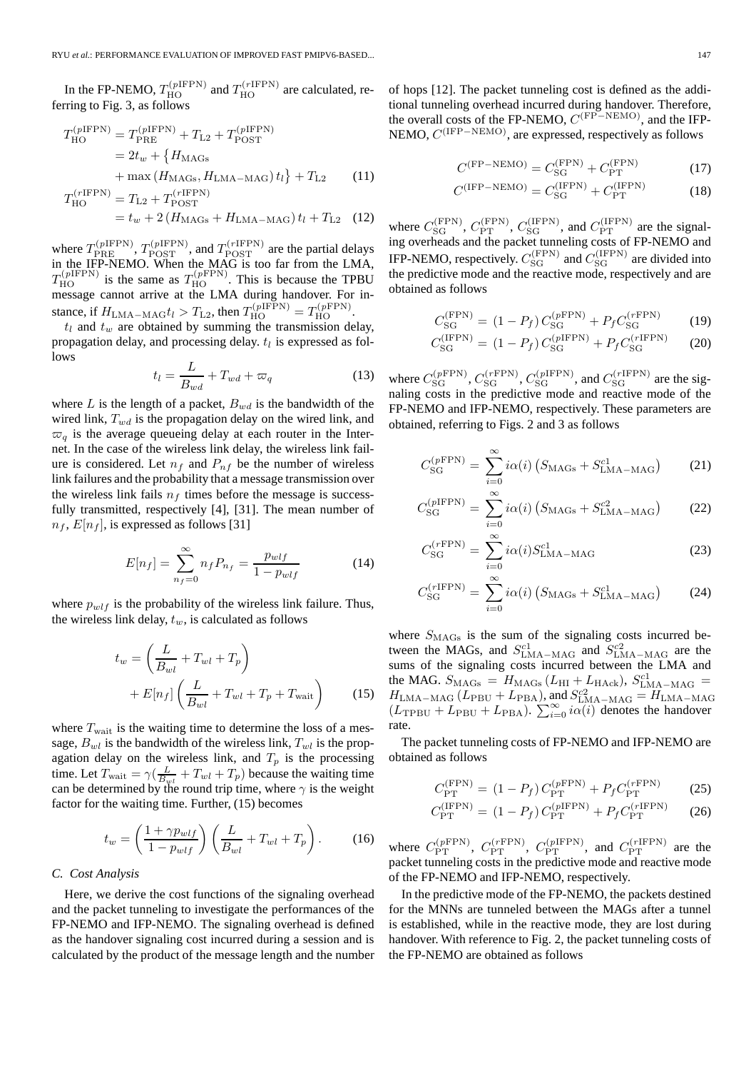In the FP-NEMO, $T_{\mathrm{HO}}^{(p\mathrm{IFPN})}$ and $T_{\mathrm{HO}}^{(r\mathrm{IFPN})}$ are calculated, referring to Fig. 3, as follows

$$
\begin{aligned}
T_{\mathrm{HO}}^{(p\mathrm{IFPN})} &= T_{\mathrm{PRE}}^{(p\mathrm{IFPN})} + T_{\mathrm{L2}} + T_{\mathrm{POST}}^{(p\mathrm{IFPN})} \\
&= 2t_w + \left\{ H_{\mathrm{MAGs}} \right. \\
&\quad \left. + \max\left(H_{\mathrm{MAGs}}, H_{\mathrm{LMA-MAG}}\right) t_l \right\} + T_{\mathrm{L2}} \qquad (11)
\end{aligned}
$$

$$
\begin{aligned}
T_{\mathrm{HO}}^{(r\mathrm{IFPN})} &= T_{\mathrm{L2}} + T_{\mathrm{POST}}^{(r\mathrm{IFPN})} \\
&= t_w + 2\left(H_{\mathrm{MAGs}} + H_{\mathrm{LMA-MAG}}\right) t_l + T_{\mathrm{L2}} \qquad (12)
\end{aligned}
$$

where $T_{\mathrm{PRE}}^{(p\mathrm{IFPN})}$, $T_{\mathrm{POST}}^{(p\mathrm{IFPN})}$, and $T_{\mathrm{POST}}^{(r\mathrm{IFPN})}$ are the partial delays in the IFP-NEMO. When the MAG is too far from the LMA, $T_{\mathrm{HO}}^{(p\mathrm{IFPN})}$ is the same as $T_{\mathrm{HO}}^{(p\mathrm{FPN})}$. This is because the TPBU message cannot arrive at the LMA during handover. For instance, if $H_{\mathrm{LMA-MAG}} t_l > T_{\mathrm{L2}}$, then $T_{\mathrm{HO}}^{(p\mathrm{IFPN})} = T_{\mathrm{HO}}^{(p\mathrm{FPN})}$.

$t_l$ and $t_w$ are obtained by summing the transmission delay, propagation delay, and processing delay. $t_l$ is expressed as follows

$$
t_l = \frac{L}{B_{wd}} + T_{wd} + \varpi_q \qquad (13)
$$

where $L$ is the length of a packet, $B_{wd}$ is the bandwidth of the wired link, $T_{wd}$ is the propagation delay on the wired link, and $\varpi_q$ is the average queueing delay at each router in the Internet. In the case of the wireless link delay, the wireless link failure is considered. Let $n_f$ and $P_{nf}$ be the number of wireless link failures and the probability that a message transmission over the wireless link fails $n_f$ times before the message is successfully transmitted, respectively [4], [31]. The mean number of $n_f$, $E[n_f]$, is expressed as follows [31]

$$
E[n_f] = \sum_{n_f=0}^{\infty} n_f P_{n_f} = \frac{p_{wlf}}{1 - p_{wlf}} \qquad (14)
$$

where $p_{wlf}$ is the probability of the wireless link failure. Thus, the wireless link delay, $t_w$, is calculated as follows

$$
\begin{aligned}
t_w &= \left( \frac{L}{B_{wl}} + T_{wl} + T_p \right) \\
&\quad + E[n_f] \left( \frac{L}{B_{wl}} + T_{wl} + T_p + T_{\mathrm{wait}} \right) \qquad (15)
\end{aligned}
$$

where $T_{\mathrm{wait}}$ is the waiting time to determine the loss of a message, $B_{wl}$ is the bandwidth of the wireless link, $T_{wl}$ is the propagation delay on the wireless link, and $T_p$ is the processing time. Let $T_{\mathrm{wait}} = \gamma(\frac{L}{B_{wl}} + T_{wl} + T_p)$ because the waiting time can be determined by the round trip time, where $\gamma$ is the weight factor for the waiting time. Further, (15) becomes

$$
t_w = \left( \frac{1 + \gamma p_{wlf}}{1 - p_{wlf}} \right) \left( \frac{L}{B_{wl}} + T_{wl} + T_p \right). \qquad (16)
$$

### *C. Cost Analysis*

Here, we derive the cost functions of the signaling overhead and the packet tunneling to investigate the performances of the FP-NEMO and IFP-NEMO. The signaling overhead is defined as the handover signaling cost incurred during a session and is calculated by the product of the message length and the number of hops [12]. The packet tunneling cost is defined as the additional tunneling overhead incurred during handover. Therefore, the overall costs of the FP-NEMO, $C^{(\mathrm{FP-NEMO})}$, and the IFP-NEMO, $C^{(\mathrm{IFP-NEMO})}$, are expressed, respectively as follows

$$
C^{(\mathrm{FP-NEMO})} = C_{\mathrm{SG}}^{(\mathrm{FPN})} + C_{\mathrm{PT}}^{(\mathrm{FPN})} \qquad (17)
$$

$$
C^{(\mathrm{IFP-NEMO})} = C_{\mathrm{SG}}^{(\mathrm{IFPN})} + C_{\mathrm{PT}}^{(\mathrm{IFPN})} \qquad (18)
$$

where $C_{\mathrm{SG}}^{(\mathrm{FPN})}$, $C_{\mathrm{PT}}^{(\mathrm{FPN})}$, $C_{\mathrm{SG}}^{(\mathrm{IFPN})}$, and $C_{\mathrm{PT}}^{(\mathrm{IFPN})}$ are the signaling overheads and the packet tunneling costs of FP-NEMO and IFP-NEMO, respectively. $C_{\mathrm{SG}}^{(\mathrm{FPN})}$ and $C_{\mathrm{SG}}^{(\mathrm{IFPN})}$ are divided into the predictive mode and the reactive mode, respectively and are obtained as follows

$$
C_{\mathrm{SG}}^{(\mathrm{FPN})} = (1 - P_f)\, C_{\mathrm{SG}}^{(p\mathrm{FPN})} + P_f C_{\mathrm{SG}}^{(r\mathrm{FPN})} \qquad (19)
$$

$$
C_{\mathrm{SG}}^{(\mathrm{IFPN})} = (1 - P_f)\, C_{\mathrm{SG}}^{(p\mathrm{IFPN})} + P_f C_{\mathrm{SG}}^{(r\mathrm{IFPN})} \qquad (20)
$$

where $C_{\mathrm{SG}}^{(p\mathrm{FPN})}$, $C_{\mathrm{SG}}^{(r\mathrm{FPN})}$, $C_{\mathrm{SG}}^{(p\mathrm{IFPN})}$, and $C_{\mathrm{SG}}^{(r\mathrm{IFPN})}$ are the signaling costs in the predictive mode and reactive mode of the FP-NEMO and IFP-NEMO, respectively. These parameters are obtained, referring to Figs. 2 and 3 as follows

$$
C_{\mathrm{SG}}^{(p\mathrm{FPN})} = \sum_{i=0}^{\infty} i\alpha(i) \left( S_{\mathrm{MAGs}} + S_{\mathrm{LMA-MAG}}^{c1} \right) \qquad (21)
$$

$$
C_{\mathrm{SG}}^{(p\mathrm{IFPN})} = \sum_{i=0}^{\infty} i\alpha(i) \left( S_{\mathrm{MAGs}} + S_{\mathrm{LMA-MAG}}^{c2} \right) \qquad (22)
$$

$$
C_{\mathrm{SG}}^{(r\mathrm{FPN})} = \sum_{i=0}^{\infty} i\alpha(i) S_{\mathrm{LMA-MAG}}^{c1} \qquad (23)
$$

$$
C_{\mathrm{SG}}^{(r\mathrm{IFPN})} = \sum_{i=0}^{\infty} i\alpha(i) \left( S_{\mathrm{MAGs}} + S_{\mathrm{LMA-MAG}}^{c1} \right) \qquad (24)
$$

where $S_{\mathrm{MAGs}}$ is the sum of the signaling costs incurred between the MAGs, and $S_{\mathrm{LMA-MAG}}^{c1}$ and $S_{\mathrm{LMA-MAG}}^{c2}$ are the sums of the signaling costs incurred between the LMA and the MAG. $S_{\mathrm{MAGs}} = H_{\mathrm{MAGs}} \left( L_{\mathrm{HI}} + L_{\mathrm{HAck}} \right)$, $S_{\mathrm{LMA-MAG}}^{c1} = H_{\mathrm{LMA-MAG}} \left( L_{\mathrm{PBU}} + L_{\mathrm{PBA}} \right)$, and $S_{\mathrm{LMA-MAG}}^{c2} = H_{\mathrm{LMA-MAG}} \left( L_{\mathrm{TPBU}} + L_{\mathrm{PBU}} + L_{\mathrm{PBA}} \right)$. $\sum_{i=0}^{\infty} i\alpha(i)$ denotes the handover rate.

The packet tunneling costs of FP-NEMO and IFP-NEMO are obtained as follows

$$
C_{\mathrm{PT}}^{(\mathrm{FPN})} = (1 - P_f)\, C_{\mathrm{PT}}^{(p\mathrm{FPN})} + P_f C_{\mathrm{PT}}^{(r\mathrm{FPN})} \qquad (25)
$$

$$
C_{\mathrm{PT}}^{(\mathrm{IFPN})} = (1 - P_f)\, C_{\mathrm{PT}}^{(p\mathrm{IFPN})} + P_f C_{\mathrm{PT}}^{(r\mathrm{IFPN})} \qquad (26)
$$

where $C_{\mathrm{PT}}^{(p\mathrm{FPN})}$, $C_{\mathrm{PT}}^{(r\mathrm{FPN})}$, $C_{\mathrm{PT}}^{(p\mathrm{IFPN})}$, and $C_{\mathrm{PT}}^{(r\mathrm{IFPN})}$ are the packet tunneling costs in the predictive mode and reactive mode of the FP-NEMO and IFP-NEMO, respectively.

In the predictive mode of the FP-NEMO, the packets destined for the MNNs are tunneled between the MAGs after a tunnel is established, while in the reactive mode, they are lost during handover. With reference to Fig. 2, the packet tunneling costs of the FP-NEMO are obtained as follows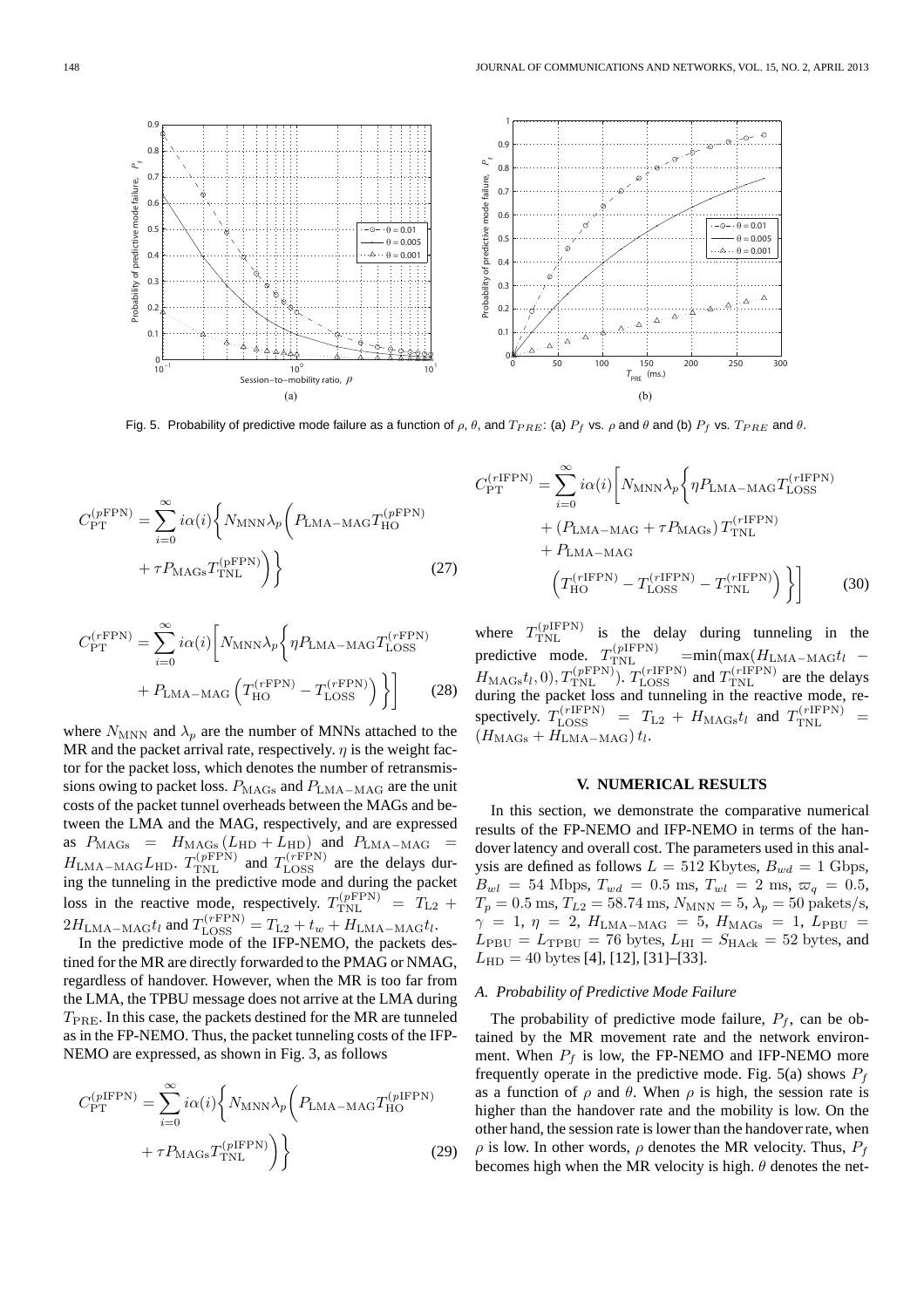Fig. 5. Probability of predictive mode failure as a function of $\rho$, $\theta$, and $T_{PRE}$: (a) $P_f$ vs. $\rho$ and $\theta$ and (b) $P_f$ vs. $T_{PRE}$ and $\theta$.

$$C_{\mathrm{PT}}^{(p\mathrm{FPN})} = \sum_{i=0}^{\infty} i\alpha(i) \bigg\{ N_{\mathrm{MNN}}\lambda_p \bigg( P_{\mathrm{LMA-MAG}} T_{\mathrm{HO}}^{(p\mathrm{FPN})} + \tau P_{\mathrm{MAGs}} T_{\mathrm{TNL}}^{(\mathrm{pFPN})} \bigg) \bigg\} \tag{27}$$

$$C_{\mathrm{PT}}^{(r\mathrm{FPN})} = \sum_{i=0}^{\infty} i\alpha(i) \bigg[ N_{\mathrm{MNN}}\lambda_p \bigg\{ \eta P_{\mathrm{LMA-MAG}} T_{\mathrm{LOSS}}^{(r\mathrm{FPN})} + P_{\mathrm{LMA-MAG}} \left( T_{\mathrm{HO}}^{(r\mathrm{FPN})} - T_{\mathrm{LOSS}}^{(r\mathrm{FPN})} \right) \bigg\} \bigg] \tag{28}$$

where $N_{\mathrm{MNN}}$ and $\lambda_p$ are the number of MNNs attached to the MR and the packet arrival rate, respectively. $\eta$ is the weight factor for the packet loss, which denotes the number of retransmissions owing to packet loss. $P_{\mathrm{MAGs}}$ and $P_{\mathrm{LMA-MAG}}$ are the unit costs of the packet tunnel overheads between the MAGs and between the LMA and the MAG, respectively, and are expressed as $P_{\mathrm{MAGs}} = H_{\mathrm{MAGs}}(L_{\mathrm{HD}} + L_{\mathrm{HD}})$ and $P_{\mathrm{LMA-MAG}} = H_{\mathrm{LMA-MAG}} L_{\mathrm{HD}}$. $T_{\mathrm{TNL}}^{(p\mathrm{FPN})}$ and $T_{\mathrm{LOSS}}^{(r\mathrm{FPN})}$ are the delays during the tunneling in the predictive mode and during the packet loss in the reactive mode, respectively. $T_{\mathrm{TNL}}^{(p\mathrm{FPN})} = T_{\mathrm{L2}} + 2H_{\mathrm{LMA-MAG}} t_l$ and $T_{\mathrm{LOSS}}^{(r\mathrm{FPN})} = T_{\mathrm{L2}} + t_w + H_{\mathrm{LMA-MAG}} t_l$.

In the predictive mode of the IFP-NEMO, the packets destined for the MR are directly forwarded to the PMAG or NMAG, regardless of handover. However, when the MR is too far from the LMA, the TPBU message does not arrive at the LMA during $T_{\mathrm{PRE}}$. In this case, the packets destined for the MR are tunneled as in the FP-NEMO. Thus, the packet tunneling costs of the IFP-NEMO are expressed, as shown in Fig. 3, as follows

$$C_{\mathrm{PT}}^{(p\mathrm{IFPN})} = \sum_{i=0}^{\infty} i\alpha(i) \bigg\{ N_{\mathrm{MNN}}\lambda_p \bigg( P_{\mathrm{LMA-MAG}} T_{\mathrm{HO}}^{(p\mathrm{IFPN})} + \tau P_{\mathrm{MAGs}} T_{\mathrm{TNL}}^{(p\mathrm{IFPN})} \bigg) \bigg\} \tag{29}$$

$$C_{\mathrm{PT}}^{(r\mathrm{IFPN})} = \sum_{i=0}^{\infty} i\alpha(i) \bigg[ N_{\mathrm{MNN}}\lambda_p \bigg\{ \eta P_{\mathrm{LMA-MAG}} T_{\mathrm{LOSS}}^{(r\mathrm{IFPN})} + (P_{\mathrm{LMA-MAG}} + \tau P_{\mathrm{MAGs}}) T_{\mathrm{TNL}}^{(r\mathrm{IFPN})} + P_{\mathrm{LMA-MAG}} \left( T_{\mathrm{HO}}^{(r\mathrm{IFPN})} - T_{\mathrm{LOSS}}^{(r\mathrm{IFPN})} - T_{\mathrm{TNL}}^{(r\mathrm{IFPN})} \right) \bigg\} \bigg] \tag{30}$$

where $T_{\mathrm{TNL}}^{(p\mathrm{IFPN})}$ is the delay during tunneling in the predictive mode. $T_{\mathrm{TNL}}^{(p\mathrm{IFPN})} = \min(\max(H_{\mathrm{LMA-MAG}} t_l - H_{\mathrm{MAGs}} t_l, 0), T_{\mathrm{TNL}}^{(p\mathrm{FPN})})$. $T_{\mathrm{LOSS}}^{(r\mathrm{IFPN})}$ and $T_{\mathrm{TNL}}^{(r\mathrm{IFPN})}$ are the delays during the packet loss and tunneling in the reactive mode, respectively. $T_{\mathrm{LOSS}}^{(r\mathrm{IFPN})} = T_{\mathrm{L2}} + H_{\mathrm{MAGs}} t_l$ and $T_{\mathrm{TNL}}^{(r\mathrm{IFPN})} = (H_{\mathrm{MAGs}} + H_{\mathrm{LMA-MAG}}) t_l$.

## V. NUMERICAL RESULTS

In this section, we demonstrate the comparative numerical results of the FP-NEMO and IFP-NEMO in terms of the handover latency and overall cost. The parameters used in this analysis are defined as follows $L = 512$ Kbytes, $B_{wd} = 1$ Gbps, $B_{wl} = 54$ Mbps, $T_{wd} = 0.5$ ms, $T_{wl} = 2$ ms, $\varpi_q = 0.5$, $T_p = 0.5$ ms, $T_{L2} = 58.74$ ms, $N_{\mathrm{MNN}} = 5$, $\lambda_p = 50$ pakets/s, $\gamma = 1$, $\eta = 2$, $H_{\mathrm{LMA-MAG}} = 5$, $H_{\mathrm{MAGs}} = 1$, $L_{\mathrm{PBU}} = L_{\mathrm{PBU}} = L_{\mathrm{TPBU}} = 76$ bytes, $L_{\mathrm{HI}} = S_{\mathrm{HAck}} = 52$ bytes, and $L_{\mathrm{HD}} = 40$ bytes [4], [12], [31]–[33].

### A. Probability of Predictive Mode Failure

The probability of predictive mode failure, $P_f$, can be obtained by the MR movement rate and the network environment. When $P_f$ is low, the FP-NEMO and IFP-NEMO more frequently operate in the predictive mode. Fig. 5(a) shows $P_f$ as a function of $\rho$ and $\theta$. When $\rho$ is high, the session rate is higher than the handover rate and the mobility is low. On the other hand, the session rate is lower than the handover rate, when $\rho$ is low. In other words, $\rho$ denotes the MR velocity. Thus, $P_f$ becomes high when the MR velocity is high. $\theta$ denotes the net-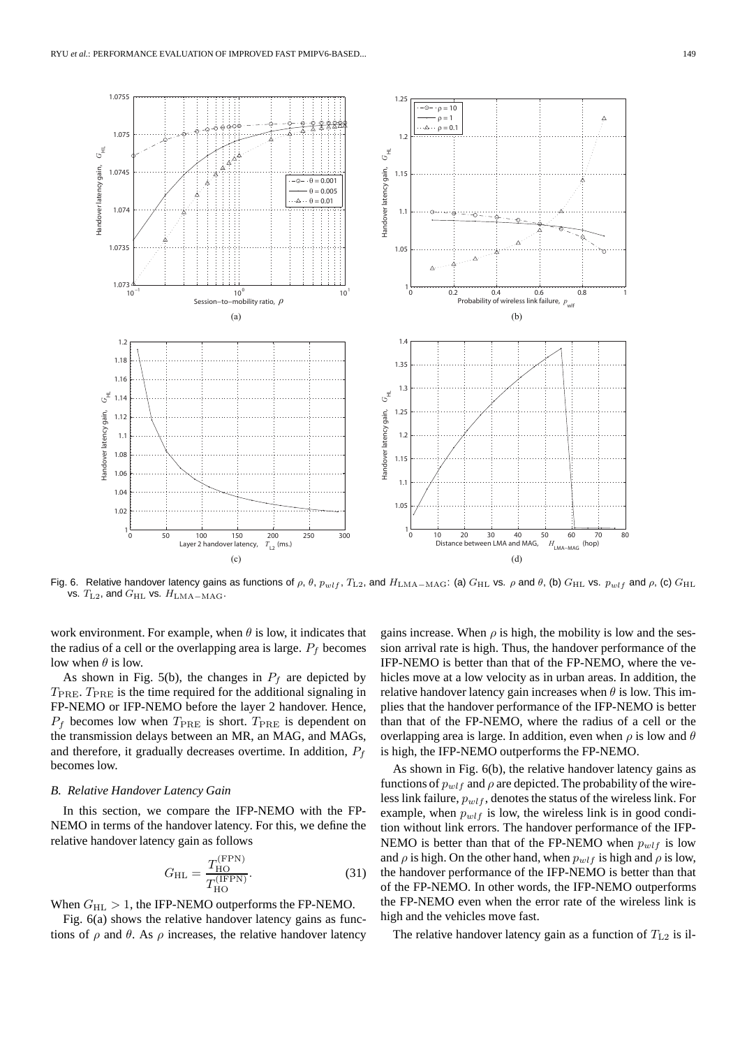Fig. 6. Relative handover latency gains as functions of $\rho$, $\theta$, $p_{wlf}$, $T_{\rm L2}$, and $H_{\rm LMA-MAG}$: (a) $G_{\rm HL}$ vs. $\rho$ and $\theta$, (b) $G_{\rm HL}$ vs. $p_{wlf}$ and $\rho$, (c) $G_{\rm HL}$ vs. $T_{\rm L2}$, and $G_{\rm HL}$ vs. $H_{\rm LMA-MAG}$.

work environment. For example, when $\theta$ is low, it indicates that the radius of a cell or the overlapping area is large. $P_f$ becomes low when $\theta$ is low.

As shown in Fig. 5(b), the changes in $P_f$ are depicted by $T_{\rm PRE}$. $T_{\rm PRE}$ is the time required for the additional signaling in FP-NEMO or IFP-NEMO before the layer 2 handover. Hence, $P_f$ becomes low when $T_{\rm PRE}$ is short. $T_{\rm PRE}$ is dependent on the transmission delays between an MR, an MAG, and MAGs, and therefore, it gradually decreases overtime. In addition, $P_f$ becomes low.

### B. Relative Handover Latency Gain

In this section, we compare the IFP-NEMO with the FP-NEMO in terms of the handover latency. For this, we define the relative handover latency gain as follows

$$G_{\rm HL} = \frac{T_{\rm HO}^{\rm (FPN)}}{T_{\rm HO}^{\rm (IFPN)}}. \tag{31}$$

When $G_{\rm HL} > 1$, the IFP-NEMO outperforms the FP-NEMO.

Fig. 6(a) shows the relative handover latency gains as functions of $\rho$ and $\theta$. As $\rho$ increases, the relative handover latency gains increase. When $\rho$ is high, the mobility is low and the session arrival rate is high. Thus, the handover performance of the IFP-NEMO is better than that of the FP-NEMO, where the vehicles move at a low velocity as in urban areas. In addition, the relative handover latency gain increases when $\theta$ is low. This implies that the handover performance of the IFP-NEMO is better than that of the FP-NEMO, where the radius of a cell or the overlapping area is large. In addition, even when $\rho$ is low and $\theta$ is high, the IFP-NEMO outperforms the FP-NEMO.

As shown in Fig. 6(b), the relative handover latency gains as functions of $p_{wlf}$ and $\rho$ are depicted. The probability of the wireless link failure, $p_{wlf}$, denotes the status of the wireless link. For example, when $p_{wlf}$ is low, the wireless link is in good condition without link errors. The handover performance of the IFP-NEMO is better than that of the FP-NEMO when $p_{wlf}$ is low and $\rho$ is high. On the other hand, when $p_{wlf}$ is high and $\rho$ is low, the handover performance of the IFP-NEMO is better than that of the FP-NEMO. In other words, the IFP-NEMO outperforms the FP-NEMO even when the error rate of the wireless link is high and the vehicles move fast.

The relative handover latency gain as a function of $T_{\rm L2}$ is il-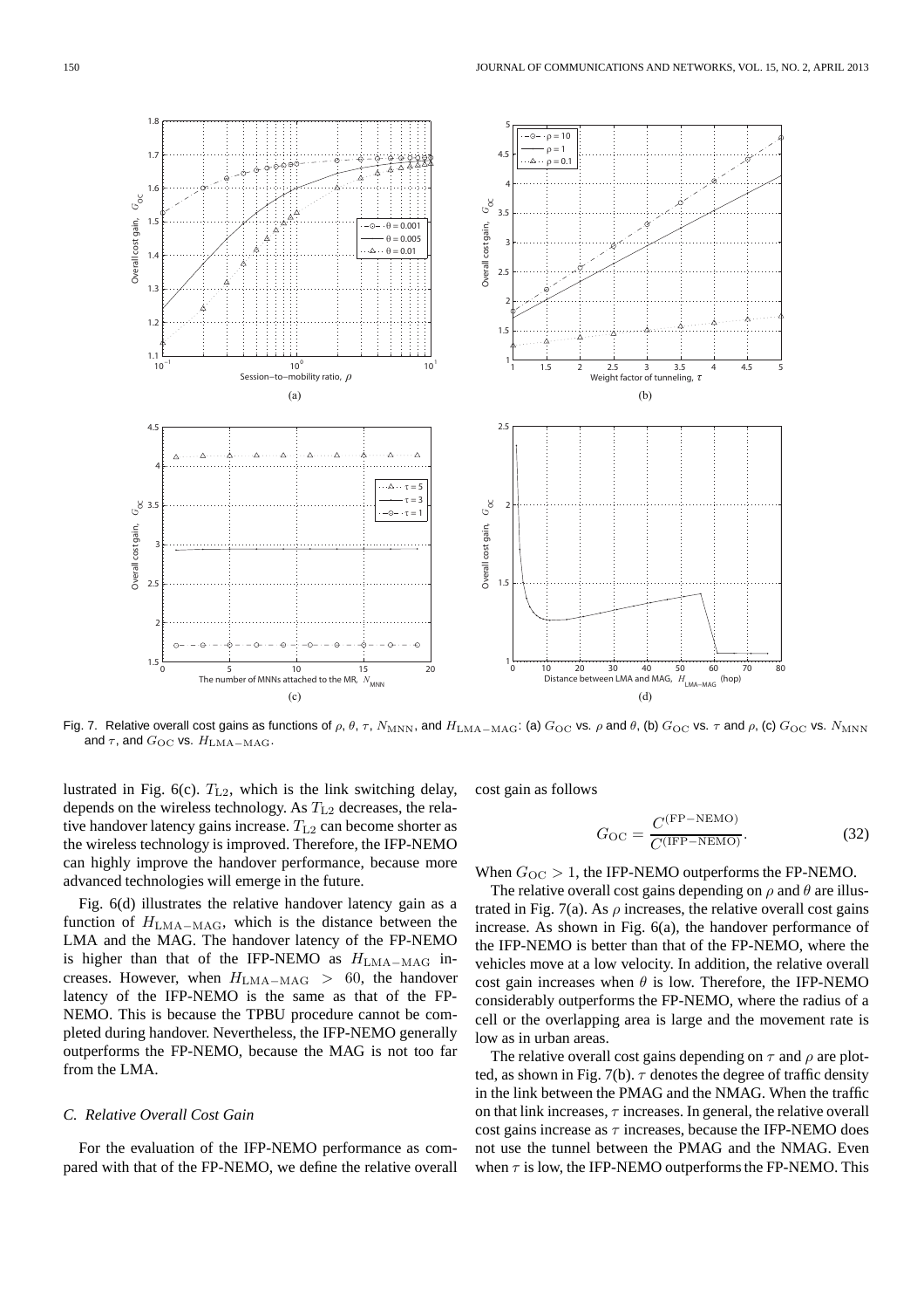Fig. 7. Relative overall cost gains as functions of $\rho$, $\theta$, $\tau$, $N_{\mathrm{MNN}}$, and $H_{\mathrm{LMA-MAG}}$: (a) $G_{\mathrm{OC}}$ vs. $\rho$ and $\theta$, (b) $G_{\mathrm{OC}}$ vs. $\tau$ and $\rho$, (c) $G_{\mathrm{OC}}$ vs. $N_{\mathrm{MNN}}$ and $\tau$, and $G_{\mathrm{OC}}$ vs. $H_{\mathrm{LMA-MAG}}$.

lustrated in Fig. 6(c). $T_{\mathrm{L2}}$, which is the link switching delay, depends on the wireless technology. As $T_{\mathrm{L2}}$ decreases, the relative handover latency gains increase. $T_{\mathrm{L2}}$ can become shorter as the wireless technology is improved. Therefore, the IFP-NEMO can highly improve the handover performance, because more advanced technologies will emerge in the future.

Fig. 6(d) illustrates the relative handover latency gain as a function of $H_{\mathrm{LMA-MAG}}$, which is the distance between the LMA and the MAG. The handover latency of the FP-NEMO is higher than that of the IFP-NEMO as $H_{\mathrm{LMA-MAG}}$ increases. However, when $H_{\mathrm{LMA-MAG}} > 60$, the handover latency of the IFP-NEMO is the same as that of the FP-NEMO. This is because the TPBU procedure cannot be completed during handover. Nevertheless, the IFP-NEMO generally outperforms the FP-NEMO, because the MAG is not too far from the LMA.

### C. Relative Overall Cost Gain

For the evaluation of the IFP-NEMO performance as compared with that of the FP-NEMO, we define the relative overall cost gain as follows

$$G_{\mathrm{OC}} = \frac{C^{(\mathrm{FP-NEMO})}}{C^{(\mathrm{IFP-NEMO})}}. \tag{32}$$

When $G_{\mathrm{OC}} > 1$, the IFP-NEMO outperforms the FP-NEMO.

The relative overall cost gains depending on $\rho$ and $\theta$ are illustrated in Fig. 7(a). As $\rho$ increases, the relative overall cost gains increase. As shown in Fig. 6(a), the handover performance of the IFP-NEMO is better than that of the FP-NEMO, where the vehicles move at a low velocity. In addition, the relative overall cost gain increases when $\theta$ is low. Therefore, the IFP-NEMO considerably outperforms the FP-NEMO, where the radius of a cell or the overlapping area is large and the movement rate is low as in urban areas.

The relative overall cost gains depending on $\tau$ and $\rho$ are plotted, as shown in Fig. 7(b). $\tau$ denotes the degree of traffic density in the link between the PMAG and the NMAG. When the traffic on that link increases, $\tau$ increases. In general, the relative overall cost gains increase as $\tau$ increases, because the IFP-NEMO does not use the tunnel between the PMAG and the NMAG. Even when $\tau$ is low, the IFP-NEMO outperforms the FP-NEMO. This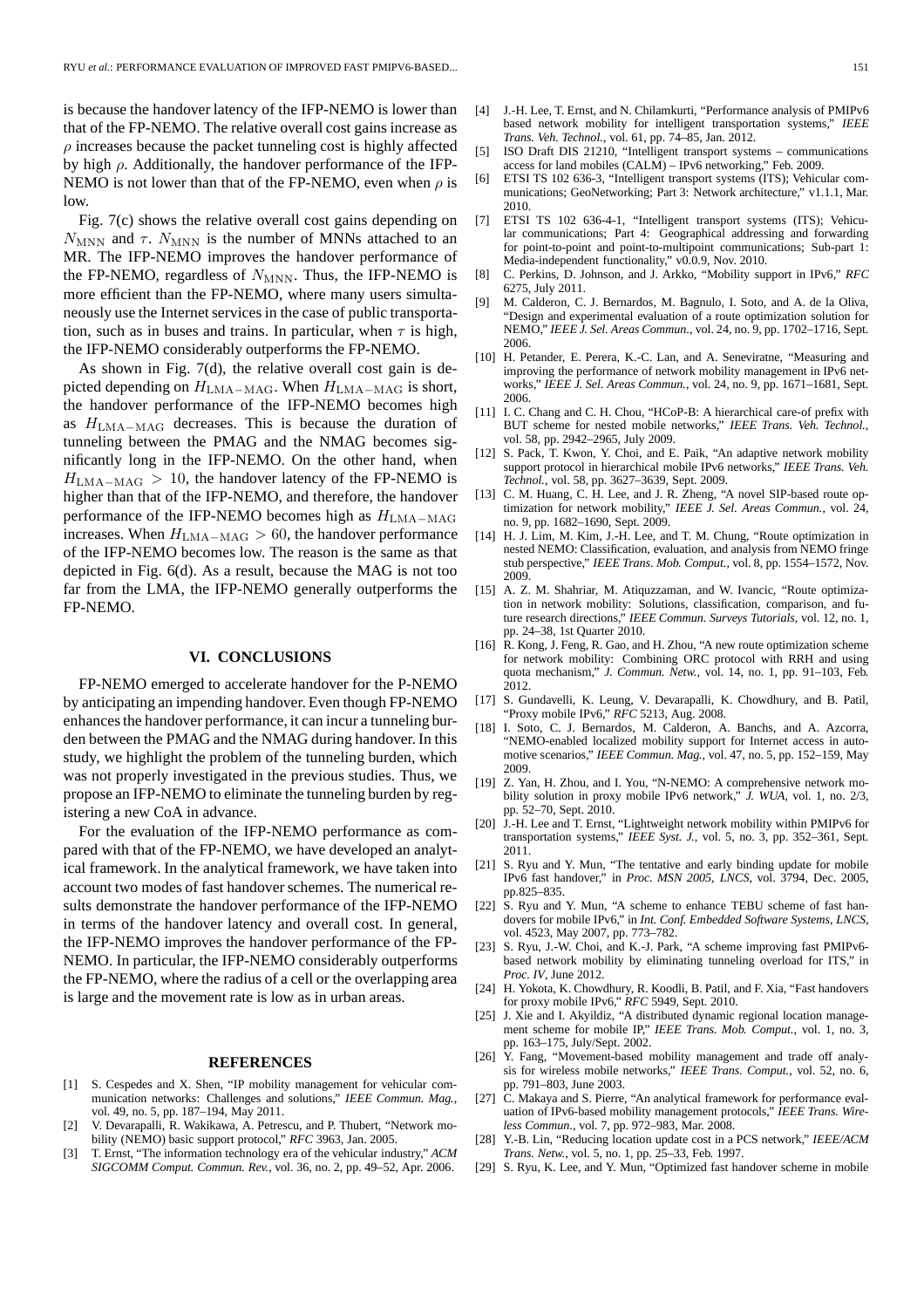is because the handover latency of the IFP-NEMO is lower than that of the FP-NEMO. The relative overall cost gains increase as $\rho$ increases because the packet tunneling cost is highly affected by high $\rho$. Additionally, the handover performance of the IFP-NEMO is not lower than that of the FP-NEMO, even when $\rho$ is low.

Fig. 7(c) shows the relative overall cost gains depending on $N_{\rm MNN}$ and $\tau$. $N_{\rm MNN}$ is the number of MNNs attached to an MR. The IFP-NEMO improves the handover performance of the FP-NEMO, regardless of $N_{\rm MNN}$. Thus, the IFP-NEMO is more efficient than the FP-NEMO, where many users simultaneously use the Internet services in the case of public transportation, such as in buses and trains. In particular, when $\tau$ is high, the IFP-NEMO considerably outperforms the FP-NEMO.

As shown in Fig. 7(d), the relative overall cost gain is depicted depending on $H_{\rm LMA-MAG}$. When $H_{\rm LMA-MAG}$ is short, the handover performance of the IFP-NEMO becomes high as $H_{\rm LMA-MAG}$ decreases. This is because the duration of tunneling between the PMAG and the NMAG becomes significantly long in the IFP-NEMO. On the other hand, when $H_{\rm LMA-MAG} > 10$, the handover latency of the FP-NEMO is higher than that of the IFP-NEMO, and therefore, the handover performance of the IFP-NEMO becomes high as $H_{\rm LMA-MAG}$ increases. When $H_{\rm LMA-MAG} > 60$, the handover performance of the IFP-NEMO becomes low. The reason is the same as that depicted in Fig. 6(d). As a result, because the MAG is not too far from the LMA, the IFP-NEMO generally outperforms the FP-NEMO.

## VI. Conclusions

FP-NEMO emerged to accelerate handover for the P-NEMO by anticipating an impending handover. Even though FP-NEMO enhances the handover performance, it can incur a tunneling burden between the PMAG and the NMAG during handover. In this study, we highlight the problem of the tunneling burden, which was not properly investigated in the previous studies. Thus, we propose an IFP-NEMO to eliminate the tunneling burden by registering a new CoA in advance.

For the evaluation of the IFP-NEMO performance as compared with that of the FP-NEMO, we have developed an analytical framework. In the analytical framework, we have taken into account two modes of fast handover schemes. The numerical results demonstrate the handover performance of the IFP-NEMO in terms of the handover latency and overall cost. In general, the IFP-NEMO improves the handover performance of the FP-NEMO. In particular, the IFP-NEMO considerably outperforms the FP-NEMO, where the radius of a cell or the overlapping area is large and the movement rate is low as in urban areas.

## References

[1] S. Cespedes and X. Shen, "IP mobility management for vehicular communication networks: Challenges and solutions," *IEEE Commun. Mag.*, vol. 49, no. 5, pp. 187–194, May 2011.

[2] V. Devarapalli, R. Wakikawa, A. Petrescu, and P. Thubert, "Network mobility (NEMO) basic support protocol," *RFC* 3963, Jan. 2005.

[3] T. Ernst, "The information technology era of the vehicular industry," *ACM SIGCOMM Comput. Commun. Rev.*, vol. 36, no. 2, pp. 49–52, Apr. 2006.

[4] J.-H. Lee, T. Ernst, and N. Chilamkurti, "Performance analysis of PMIPv6 based network mobility for intelligent transportation systems," *IEEE Trans. Veh. Technol.*, vol. 61, pp. 74–85, Jan. 2012.

[5] ISO Draft DIS 21210, "Intelligent transport systems – communications access for land mobiles (CALM) – IPv6 networking," Feb. 2009.

[6] ETSI TS 102 636-3, "Intelligent transport systems (ITS); Vehicular communications; GeoNetworking; Part 3: Network architecture," v1.1.1, Mar. 2010.

[7] ETSI TS 102 636-4-1, "Intelligent transport systems (ITS); Vehicular communications; Part 4: Geographical addressing and forwarding for point-to-point and point-to-multipoint communications; Sub-part 1: Media-independent functionality," v0.0.9, Nov. 2010.

[8] C. Perkins, D. Johnson, and J. Arkko, "Mobility support in IPv6," *RFC* 6275, July 2011.

[9] M. Calderon, C. J. Bernardos, M. Bagnulo, I. Soto, and A. de la Oliva, "Design and experimental evaluation of a route optimization solution for NEMO," *IEEE J. Sel. Areas Commun.*, vol. 24, no. 9, pp. 1702–1716, Sept. 2006.

[10] H. Petander, E. Perera, K.-C. Lan, and A. Seneviratne, "Measuring and improving the performance of network mobility management in IPv6 networks," *IEEE J. Sel. Areas Commun.*, vol. 24, no. 9, pp. 1671–1681, Sept. 2006.

[11] I. C. Chang and C. H. Chou, "HCoP-B: A hierarchical care-of prefix with BUT scheme for nested mobile networks," *IEEE Trans. Veh. Technol.*, vol. 58, pp. 2942–2965, July 2009.

[12] S. Pack, T. Kwon, Y. Choi, and E. Paik, "An adaptive network mobility support protocol in hierarchical mobile IPv6 networks," *IEEE Trans. Veh. Technol.*, vol. 58, pp. 3627–3639, Sept. 2009.

[13] C. M. Huang, C. H. Lee, and J. R. Zheng, "A novel SIP-based route optimization for network mobility," *IEEE J. Sel. Areas Commun.*, vol. 24, no. 9, pp. 1682–1690, Sept. 2009.

[14] H. J. Lim, M. Kim, J.-H. Lee, and T. M. Chung, "Route optimization in nested NEMO: Classification, evaluation, and analysis from NEMO fringe stub perspective," *IEEE Trans. Mob. Comput.*, vol. 8, pp. 1554–1572, Nov. 2009.

[15] A. Z. M. Shahriar, M. Atiquzzaman, and W. Ivancic, "Route optimization in network mobility: Solutions, classification, comparison, and future research directions," *IEEE Commun. Surveys Tutorials*, vol. 12, no. 1, pp. 24–38, 1st Quarter 2010.

[16] R. Kong, J. Feng, R. Gao, and H. Zhou, "A new route optimization scheme for network mobility: Combining ORC protocol with RRH and using quota mechanism," *J. Commun. Netw.*, vol. 14, no. 1, pp. 91–103, Feb. 2012.

[17] S. Gundavelli, K. Leung, V. Devarapalli, K. Chowdhury, and B. Patil, "Proxy mobile IPv6," *RFC* 5213, Aug. 2008.

[18] I. Soto, C. J. Bernardos, M. Calderon, A. Banchs, and A. Azcorra, "NEMO-enabled localized mobility support for Internet access in automotive scenarios," *IEEE Commun. Mag.*, vol. 47, no. 5, pp. 152–159, May 2009.

[19] Z. Yan, H. Zhou, and I. You, "N-NEMO: A comprehensive network mobility solution in proxy mobile IPv6 network," *J. WUA*, vol. 1, no. 2/3, pp. 52–70, Sept. 2010.

[20] J.-H. Lee and T. Ernst, "Lightweight network mobility within PMIPv6 for transportation systems," *IEEE Syst. J.*, vol. 5, no. 3, pp. 352–361, Sept. 2011.

[21] S. Ryu and Y. Mun, "The tentative and early binding update for mobile IPv6 fast handover," in *Proc. MSN 2005, LNCS*, vol. 3794, Dec. 2005, pp.825–835.

[22] S. Ryu and Y. Mun, "A scheme to enhance TEBU scheme of fast handovers for mobile IPv6," in *Int. Conf. Embedded Software Systems, LNCS*, vol. 4523, May 2007, pp. 773–782.

[23] S. Ryu, J.-W. Choi, and K.-J. Park, "A scheme improving fast PMIPv6-based network mobility by eliminating tunneling overload for ITS," in *Proc. IV*, June 2012.

[24] H. Yokota, K. Chowdhury, R. Koodli, B. Patil, and F. Xia, "Fast handovers for proxy mobile IPv6," *RFC* 5949, Sept. 2010.

[25] J. Xie and I. Akyildiz, "A distributed dynamic regional location management scheme for mobile IP," *IEEE Trans. Mob. Comput.*, vol. 1, no. 3, pp. 163–175, July/Sept. 2002.

[26] Y. Fang, "Movement-based mobility management and trade off analysis for wireless mobile networks," *IEEE Trans. Comput.*, vol. 52, no. 6, pp. 791–803, June 2003.

[27] C. Makaya and S. Pierre, "An analytical framework for performance evaluation of IPv6-based mobility management protocols," *IEEE Trans. Wireless Commun.*, vol. 7, pp. 972–983, Mar. 2008.

[28] Y.-B. Lin, "Reducing location update cost in a PCS network," *IEEE/ACM Trans. Netw.*, vol. 5, no. 1, pp. 25–33, Feb. 1997.

[29] S. Ryu, K. Lee, and Y. Mun, "Optimized fast handover scheme in mobile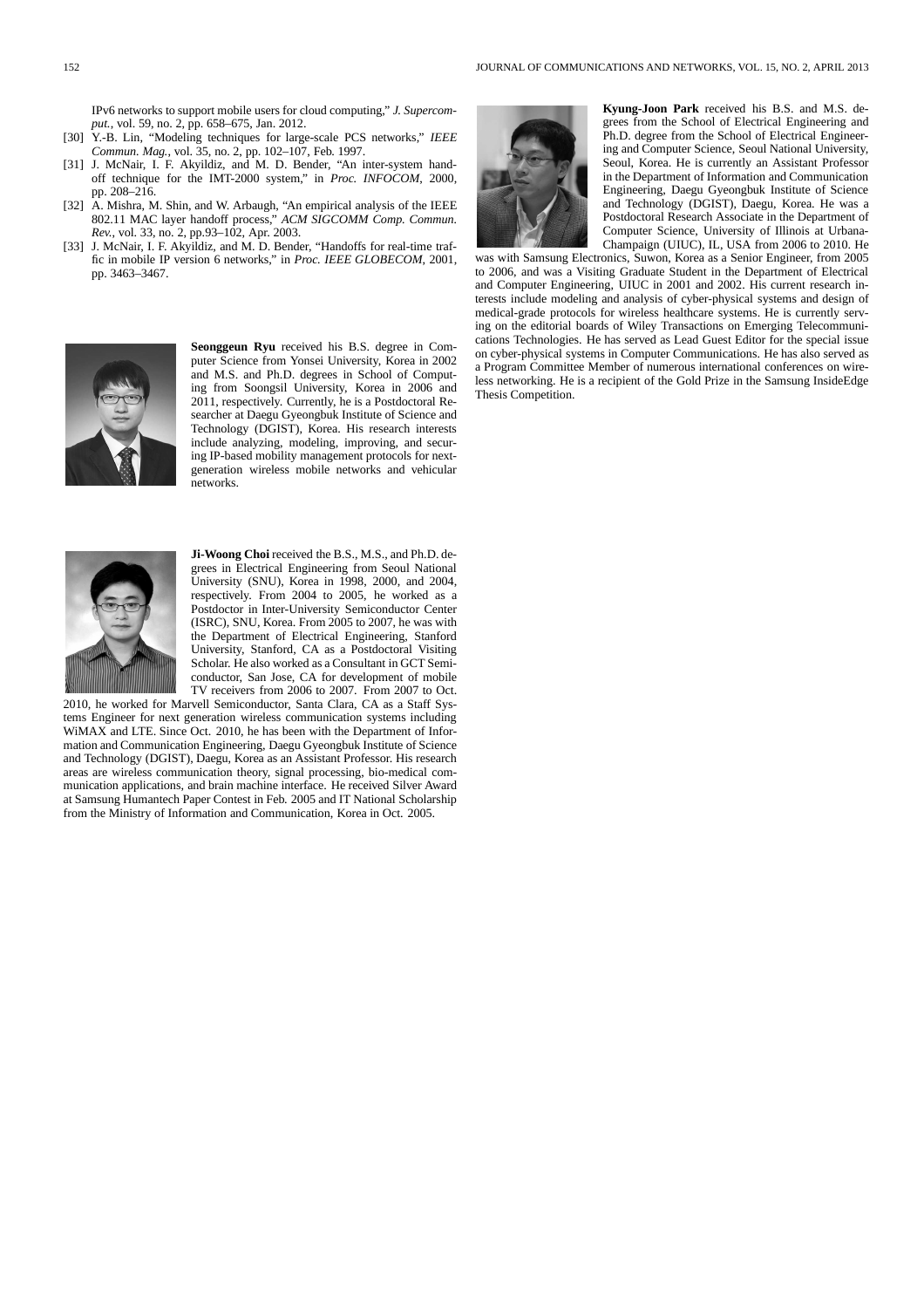IPv6 networks to support mobile users for cloud computing," *J. Supercomput.*, vol. 59, no. 2, pp. 658–675, Jan. 2012.

[30] Y.-B. Lin, "Modeling techniques for large-scale PCS networks," *IEEE Commun. Mag.*, vol. 35, no. 2, pp. 102–107, Feb. 1997.

[31] J. McNair, I. F. Akyildiz, and M. D. Bender, "An inter-system handoff technique for the IMT-2000 system," in *Proc. INFOCOM*, 2000, pp. 208–216.

[32] A. Mishra, M. Shin, and W. Arbaugh, "An empirical analysis of the IEEE 802.11 MAC layer handoff process," *ACM SIGCOMM Comp. Commun. Rev.*, vol. 33, no. 2, pp.93–102, Apr. 2003.

[33] J. McNair, I. F. Akyildiz, and M. D. Bender, "Handoffs for real-time traffic in mobile IP version 6 networks," in *Proc. IEEE GLOBECOM*, 2001, pp. 3463–3467.

**Seonggeun Ryu** received his B.S. degree in Computer Science from Yonsei University, Korea in 2002 and M.S. and Ph.D. degrees in School of Computing from Soongsil University, Korea in 2006 and 2011, respectively. Currently, he is a Postdoctoral Researcher at Daegu Gyeongbuk Institute of Science and Technology (DGIST), Korea. His research interests include analyzing, modeling, improving, and securing IP-based mobility management protocols for next-generation wireless mobile networks and vehicular networks.

**Ji-Woong Choi** received the B.S., M.S., and Ph.D. degrees in Electrical Engineering from Seoul National University (SNU), Korea in 1998, 2000, and 2004, respectively. From 2004 to 2005, he worked as a Postdoctor in Inter-University Semiconductor Center (ISRC), SNU, Korea. From 2005 to 2007, he was with the Department of Electrical Engineering, Stanford University, Stanford, CA as a Postdoctoral Visiting Scholar. He also worked as a Consultant in GCT Semiconductor, San Jose, CA for development of mobile TV receivers from 2006 to 2007. From 2007 to Oct. 2010, he worked for Marvell Semiconductor, Santa Clara, CA as a Staff Systems Engineer for next generation wireless communication systems including WiMAX and LTE. Since Oct. 2010, he has been with the Department of Information and Communication Engineering, Daegu Gyeongbuk Institute of Science and Technology (DGIST), Daegu, Korea as an Assistant Professor. His research areas are wireless communication theory, signal processing, bio-medical communication applications, and brain machine interface. He received Silver Award at Samsung Humantech Paper Contest in Feb. 2005 and IT National Scholarship from the Ministry of Information and Communication, Korea in Oct. 2005.

**Kyung-Joon Park** received his B.S. and M.S. degrees from the School of Electrical Engineering and Ph.D. degree from the School of Electrical Engineering and Computer Science, Seoul National University, Seoul, Korea. He is currently an Assistant Professor in the Department of Information and Communication Engineering, Daegu Gyeongbuk Institute of Science and Technology (DGIST), Daegu, Korea. He was a Postdoctoral Research Associate in the Department of Computer Science, University of Illinois at Urbana-Champaign (UIUC), IL, USA from 2006 to 2010. He was with Samsung Electronics, Suwon, Korea as a Senior Engineer, from 2005 to 2006, and was a Visiting Graduate Student in the Department of Electrical and Computer Engineering, UIUC in 2001 and 2002. His current research interests include modeling and analysis of cyber-physical systems and design of medical-grade protocols for wireless healthcare systems. He is currently serving on the editorial boards of Wiley Transactions on Emerging Telecommunications Technologies. He has served as Lead Guest Editor for the special issue on cyber-physical systems in Computer Communications. He has also served as a Program Committee Member of numerous international conferences on wireless networking. He is a recipient of the Gold Prize in the Samsung InsideEdge Thesis Competition.